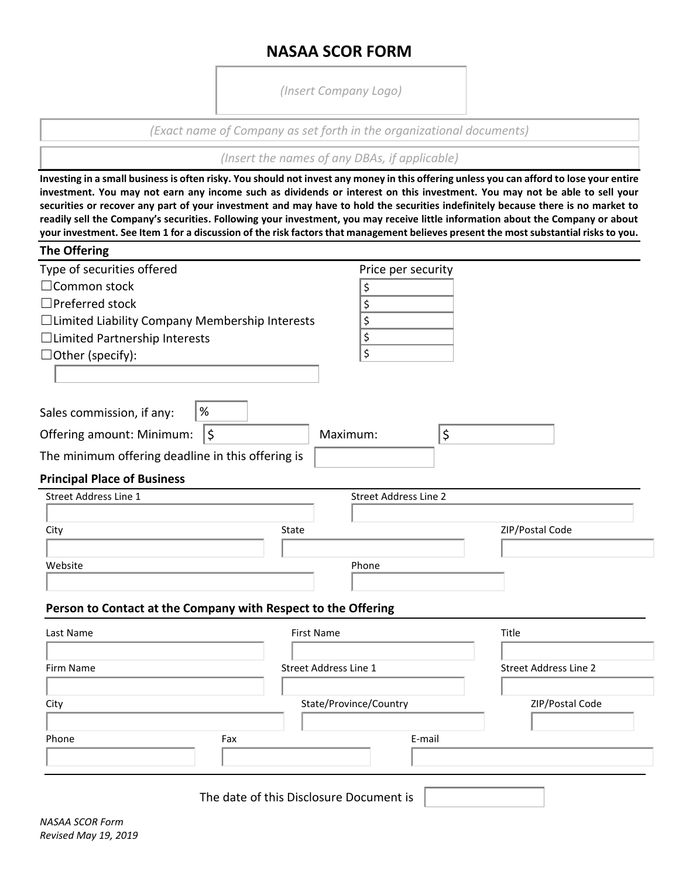# NASAA SCOR FORM

*(Insert Company Logo)*

*(Exact name of Company as set forth in the organizational documents)*

*(Insert the names of any DBAs, if applicable)*

**Investing in a small business is often risky. You should not invest any money in this offering unless you can afford to lose your entire investment. You may not earn any income such as dividends or interest on this investment. You may not be able to sell your securities or recover any part of your investment and may have to hold the securities indefinitely because there is no market to readily sell the Company's securities. Following your investment, you may receive little information about the Company or about your investment. See Item 1 for a discussion of the risk factors that management believes present the most substantial risks to you.**

## The Offering

| Type of securities offered | Price per security |
|---|---|
| ☐Common stock | $ |
| ☐Preferred stock | $ |
| ☐Limited Liability Company Membership Interests | $ |
| ☐Limited Partnership Interests | $ |
| ☐Other (specify): | $ |

Sales commission, if any: %

Offering amount: Minimum: $ Maximum: $

The minimum offering deadline in this offering is

## Principal Place of Business

| Street Address Line 1 | Street Address Line 2 | |
|---|---|---|
| | | |
| **City** | **State** | **ZIP/Postal Code** |
| | | |
| **Website** | **Phone** | |
| | | |

## Person to Contact at the Company with Respect to the Offering

| Last Name | First Name | Title |
|---|---|---|
| | | |
| **Firm Name** | **Street Address Line 1** | **Street Address Line 2** |
| | | |
| **City** | **State/Province/Country** | **ZIP/Postal Code** |
| | | |
| **Phone** | **Fax** | **E-mail** |
| | | |

The date of this Disclosure Document is

*NASAA SCOR Form*
*Revised May 19, 2019*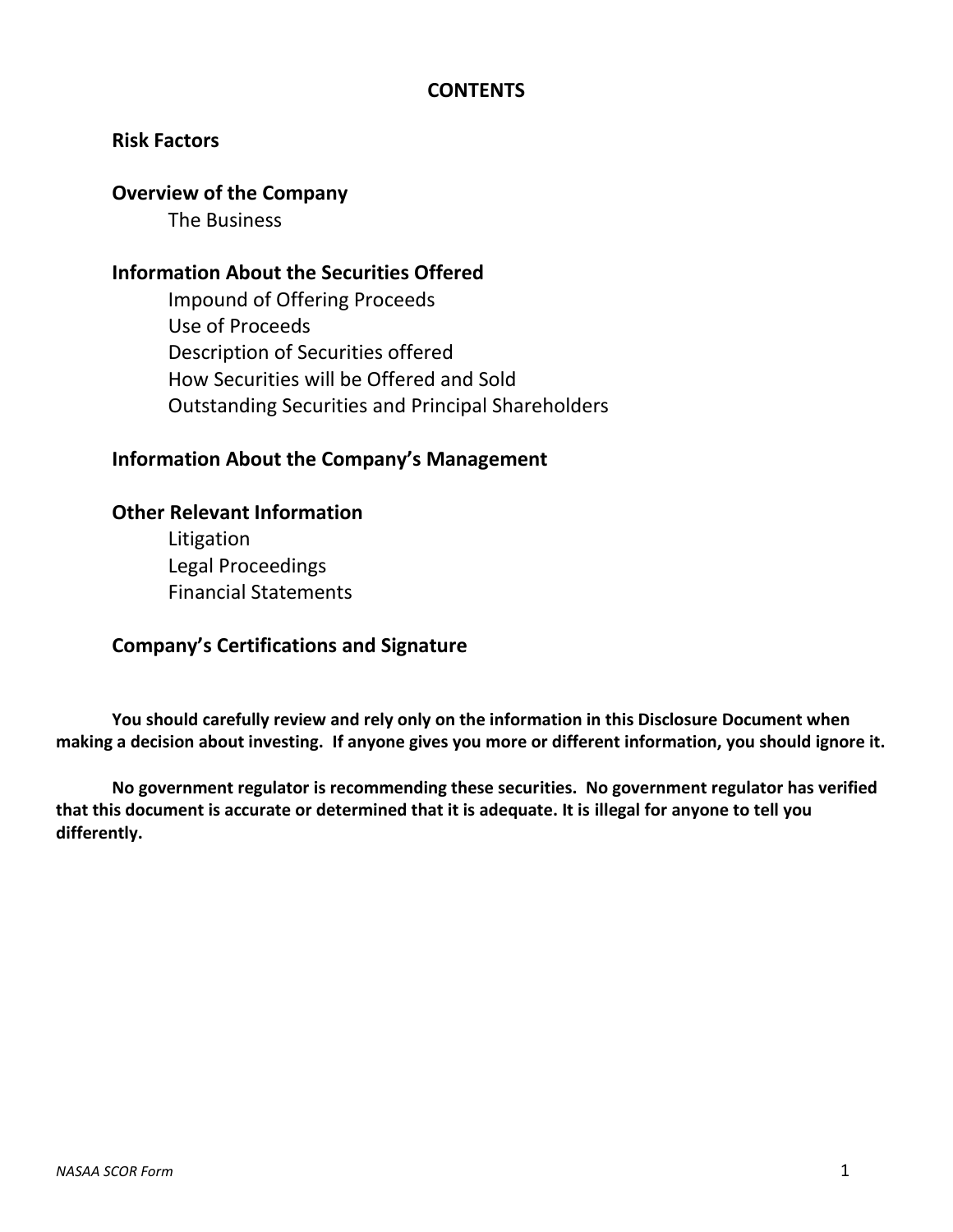# CONTENTS

## Risk Factors

## Overview of the Company

- The Business

## Information About the Securities Offered

- Impound of Offering Proceeds
- Use of Proceeds
- Description of Securities offered
- How Securities will be Offered and Sold
- Outstanding Securities and Principal Shareholders

## Information About the Company's Management

## Other Relevant Information

- Litigation
- Legal Proceedings
- Financial Statements

## Company's Certifications and Signature

**You should carefully review and rely only on the information in this Disclosure Document when making a decision about investing. If anyone gives you more or different information, you should ignore it.**

**No government regulator is recommending these securities. No government regulator has verified that this document is accurate or determined that it is adequate. It is illegal for anyone to tell you differently.**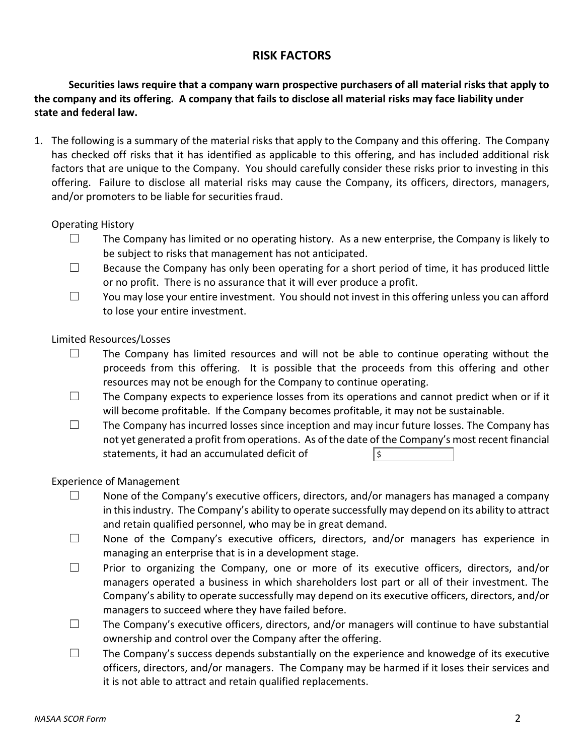## RISK FACTORS

**Securities laws require that a company warn prospective purchasers of all material risks that apply to the company and its offering. A company that fails to disclose all material risks may face liability under state and federal law.**

1. The following is a summary of the material risks that apply to the Company and this offering. The Company has checked off risks that it has identified as applicable to this offering, and has included additional risk factors that are unique to the Company. You should carefully consider these risks prior to investing in this offering. Failure to disclose all material risks may cause the Company, its officers, directors, managers, and/or promoters to be liable for securities fraud.

   Operating History

   - ☐ The Company has limited or no operating history. As a new enterprise, the Company is likely to be subject to risks that management has not anticipated.
   - ☐ Because the Company has only been operating for a short period of time, it has produced little or no profit. There is no assurance that it will ever produce a profit.
   - ☐ You may lose your entire investment. You should not invest in this offering unless you can afford to lose your entire investment.

   Limited Resources/Losses

   - ☐ The Company has limited resources and will not be able to continue operating without the proceeds from this offering. It is possible that the proceeds from this offering and other resources may not be enough for the Company to continue operating.
   - ☐ The Company expects to experience losses from its operations and cannot predict when or if it will become profitable. If the Company becomes profitable, it may not be sustainable.
   - ☐ The Company has incurred losses since inception and may incur future losses. The Company has not yet generated a profit from operations. As of the date of the Company's most recent financial statements, it had an accumulated deficit of $

   Experience of Management

   - ☐ None of the Company's executive officers, directors, and/or managers has managed a company in this industry. The Company's ability to operate successfully may depend on its ability to attract and retain qualified personnel, who may be in great demand.
   - ☐ None of the Company's executive officers, directors, and/or managers has experience in managing an enterprise that is in a development stage.
   - ☐ Prior to organizing the Company, one or more of its executive officers, directors, and/or managers operated a business in which shareholders lost part or all of their investment. The Company's ability to operate successfully may depend on its executive officers, directors, and/or managers to succeed where they have failed before.
   - ☐ The Company's executive officers, directors, and/or managers will continue to have substantial ownership and control over the Company after the offering.
   - ☐ The Company's success depends substantially on the experience and knowedge of its executive officers, directors, and/or managers. The Company may be harmed if it loses their services and it is not able to attract and retain qualified replacements.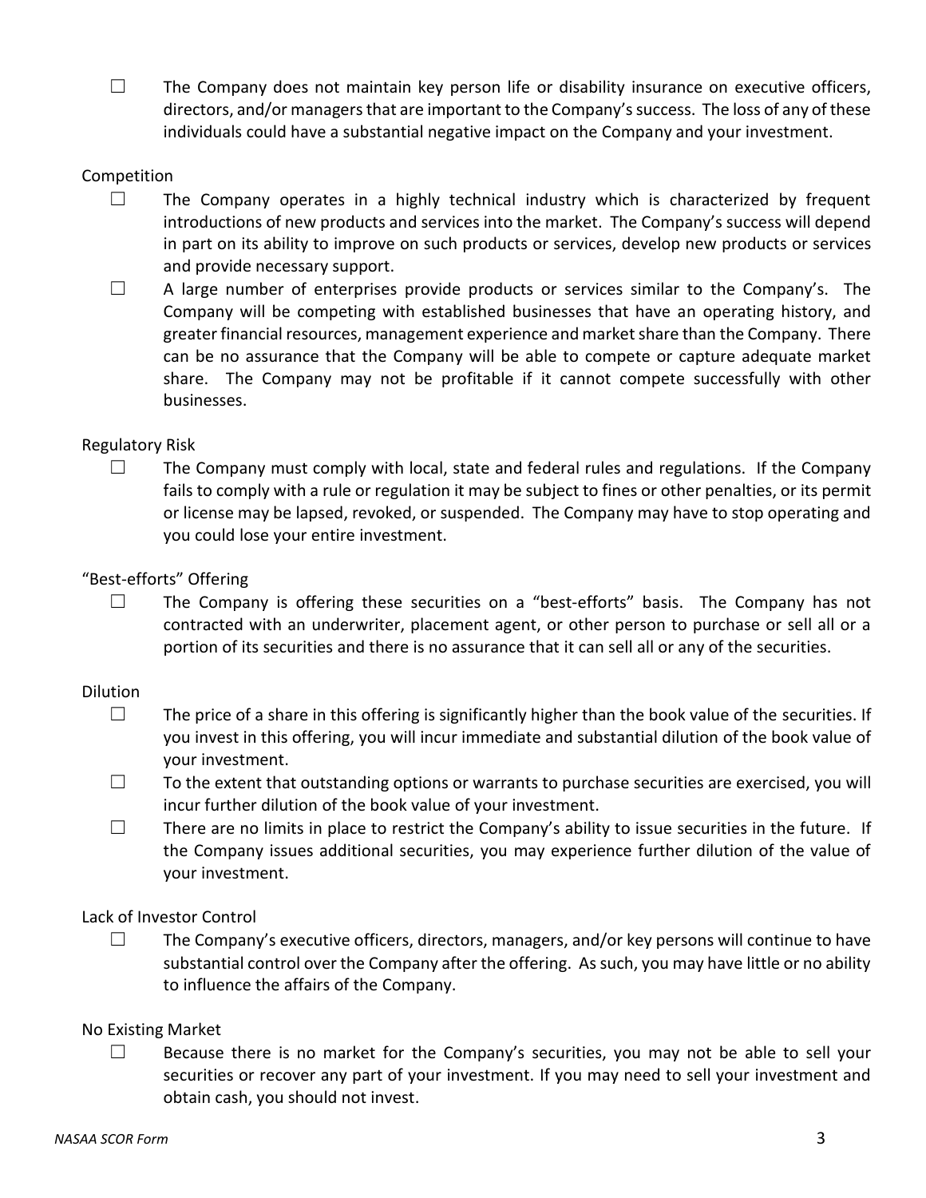☐ The Company does not maintain key person life or disability insurance on executive officers, directors, and/or managers that are important to the Company's success. The loss of any of these individuals could have a substantial negative impact on the Company and your investment.

Competition

☐ The Company operates in a highly technical industry which is characterized by frequent introductions of new products and services into the market. The Company's success will depend in part on its ability to improve on such products or services, develop new products or services and provide necessary support.

☐ A large number of enterprises provide products or services similar to the Company's. The Company will be competing with established businesses that have an operating history, and greater financial resources, management experience and market share than the Company. There can be no assurance that the Company will be able to compete or capture adequate market share. The Company may not be profitable if it cannot compete successfully with other businesses.

Regulatory Risk

☐ The Company must comply with local, state and federal rules and regulations. If the Company fails to comply with a rule or regulation it may be subject to fines or other penalties, or its permit or license may be lapsed, revoked, or suspended. The Company may have to stop operating and you could lose your entire investment.

"Best-efforts" Offering

☐ The Company is offering these securities on a "best-efforts" basis. The Company has not contracted with an underwriter, placement agent, or other person to purchase or sell all or a portion of its securities and there is no assurance that it can sell all or any of the securities.

Dilution

☐ The price of a share in this offering is significantly higher than the book value of the securities. If you invest in this offering, you will incur immediate and substantial dilution of the book value of your investment.

☐ To the extent that outstanding options or warrants to purchase securities are exercised, you will incur further dilution of the book value of your investment.

☐ There are no limits in place to restrict the Company's ability to issue securities in the future. If the Company issues additional securities, you may experience further dilution of the value of your investment.

Lack of Investor Control

☐ The Company's executive officers, directors, managers, and/or key persons will continue to have substantial control over the Company after the offering. As such, you may have little or no ability to influence the affairs of the Company.

No Existing Market

☐ Because there is no market for the Company's securities, you may not be able to sell your securities or recover any part of your investment. If you may need to sell your investment and obtain cash, you should not invest.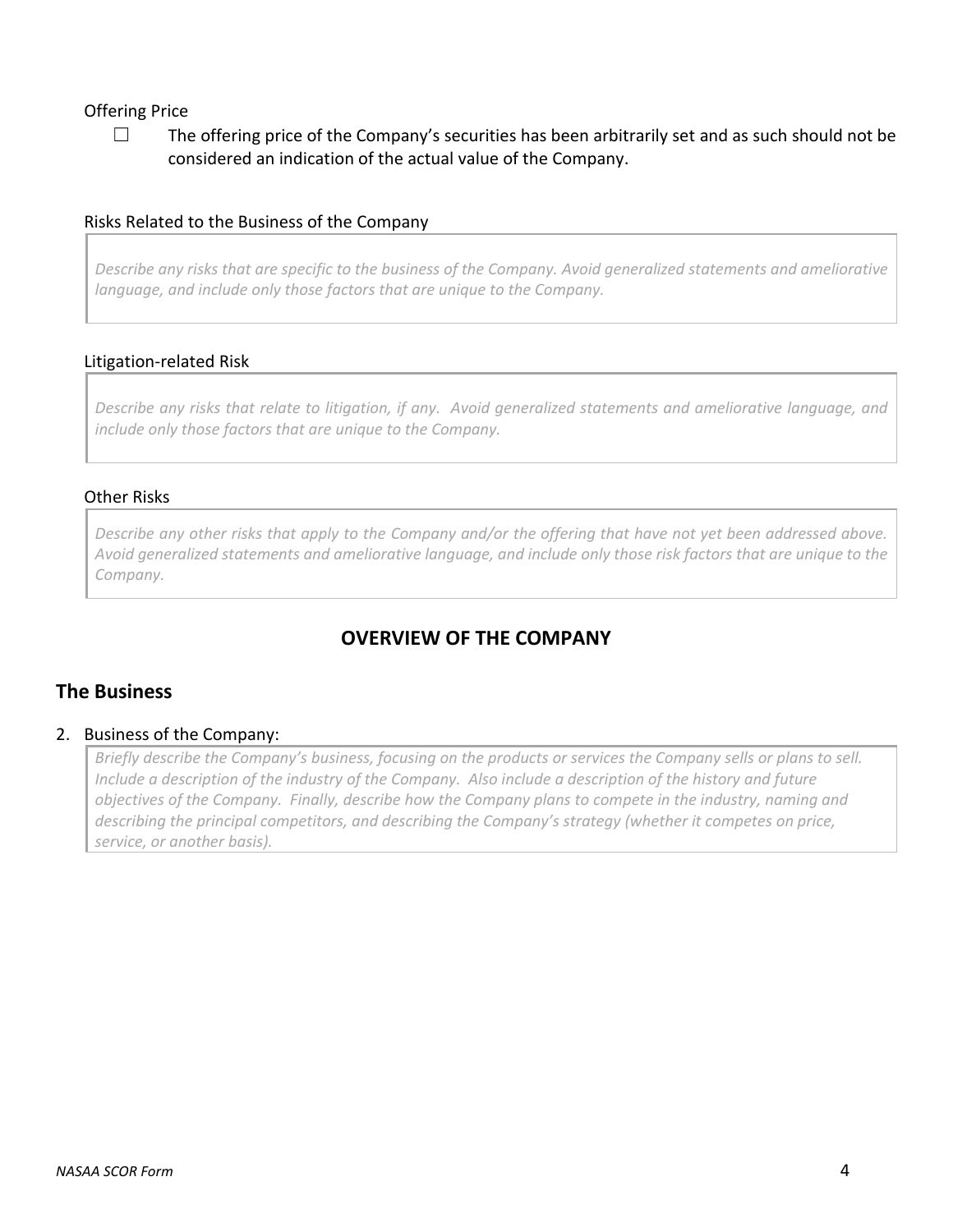Offering Price

☐ The offering price of the Company's securities has been arbitrarily set and as such should not be considered an indication of the actual value of the Company.

Risks Related to the Business of the Company

*Describe any risks that are specific to the business of the Company. Avoid generalized statements and ameliorative language, and include only those factors that are unique to the Company.*

Litigation-related Risk

*Describe any risks that relate to litigation, if any. Avoid generalized statements and ameliorative language, and include only those factors that are unique to the Company.*

Other Risks

*Describe any other risks that apply to the Company and/or the offering that have not yet been addressed above. Avoid generalized statements and ameliorative language, and include only those risk factors that are unique to the Company.*

## OVERVIEW OF THE COMPANY

### The Business

2. Business of the Company:

*Briefly describe the Company's business, focusing on the products or services the Company sells or plans to sell. Include a description of the industry of the Company. Also include a description of the history and future objectives of the Company. Finally, describe how the Company plans to compete in the industry, naming and describing the principal competitors, and describing the Company's strategy (whether it competes on price, service, or another basis).*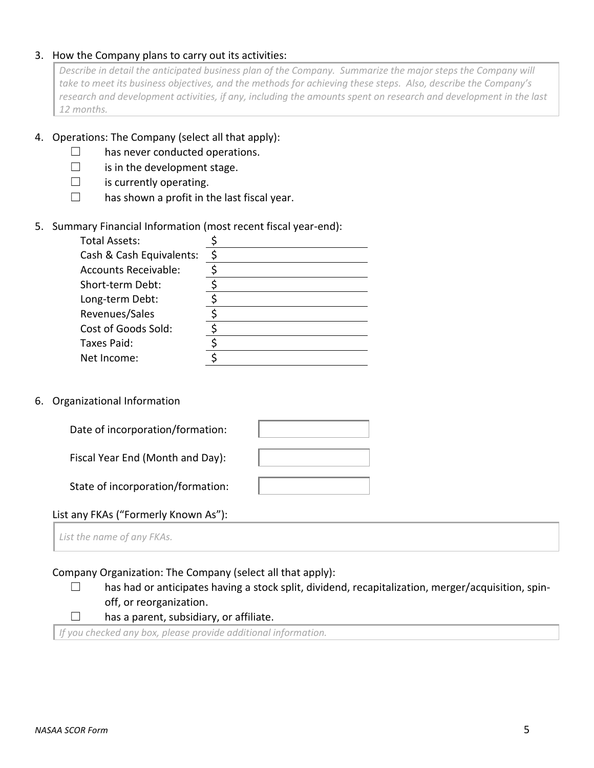3. How the Company plans to carry out its activities:

*Describe in detail the anticipated business plan of the Company. Summarize the major steps the Company will take to meet its business objectives, and the methods for achieving these steps. Also, describe the Company's research and development activities, if any, including the amounts spent on research and development in the last 12 months.*

4. Operations: The Company (select all that apply):
   - ☐ has never conducted operations.
   - ☐ is in the development stage.
   - ☐ is currently operating.
   - ☐ has shown a profit in the last fiscal year.

5. Summary Financial Information (most recent fiscal year-end):

| | |
|---|---|
| Total Assets: | $ |
| Cash & Cash Equivalents: | $ |
| Accounts Receivable: | $ |
| Short-term Debt: | $ |
| Long-term Debt: | $ |
| Revenues/Sales | $ |
| Cost of Goods Sold: | $ |
| Taxes Paid: | $ |
| Net Income: | $ |

6. Organizational Information

| | |
|---|---|
| Date of incorporation/formation: | |
| Fiscal Year End (Month and Day): | |
| State of incorporation/formation: | |

List any FKAs ("Formerly Known As"):

*List the name of any FKAs.*

Company Organization: The Company (select all that apply):
- ☐ has had or anticipates having a stock split, dividend, recapitalization, merger/acquisition, spin-off, or reorganization.
- ☐ has a parent, subsidiary, or affiliate.

*If you checked any box, please provide additional information.*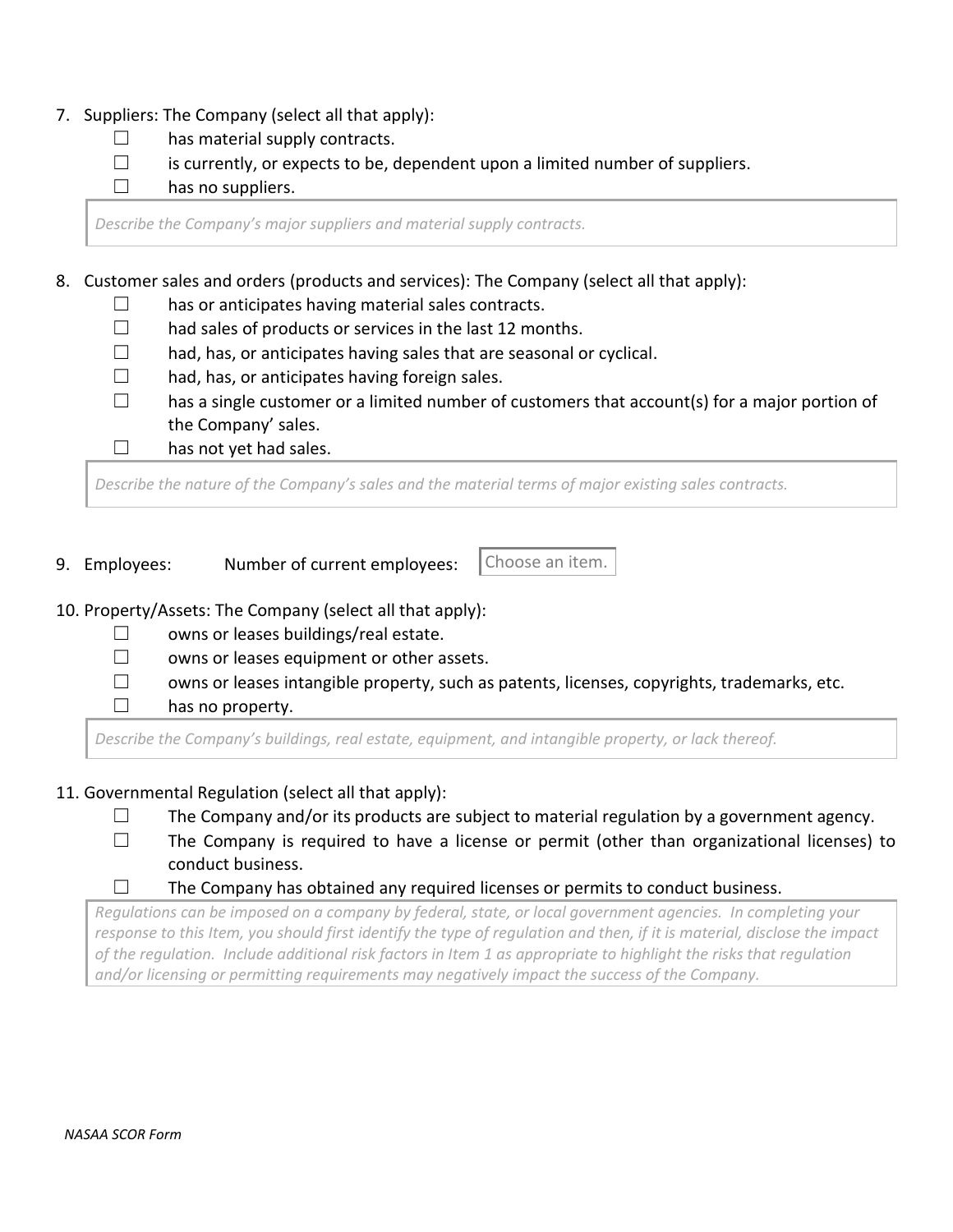7. Suppliers: The Company (select all that apply):
   - ☐ has material supply contracts.
   - ☐ is currently, or expects to be, dependent upon a limited number of suppliers.
   - ☐ has no suppliers.

   *Describe the Company's major suppliers and material supply contracts.*

8. Customer sales and orders (products and services): The Company (select all that apply):
   - ☐ has or anticipates having material sales contracts.
   - ☐ had sales of products or services in the last 12 months.
   - ☐ had, has, or anticipates having sales that are seasonal or cyclical.
   - ☐ had, has, or anticipates having foreign sales.
   - ☐ has a single customer or a limited number of customers that account(s) for a major portion of the Company' sales.
   - ☐ has not yet had sales.

   *Describe the nature of the Company's sales and the material terms of major existing sales contracts.*

9. Employees: Number of current employees: Choose an item.

10. Property/Assets: The Company (select all that apply):
    - ☐ owns or leases buildings/real estate.
    - ☐ owns or leases equipment or other assets.
    - ☐ owns or leases intangible property, such as patents, licenses, copyrights, trademarks, etc.
    - ☐ has no property.

    *Describe the Company's buildings, real estate, equipment, and intangible property, or lack thereof.*

11. Governmental Regulation (select all that apply):
    - ☐ The Company and/or its products are subject to material regulation by a government agency.
    - ☐ The Company is required to have a license or permit (other than organizational licenses) to conduct business.
    - ☐ The Company has obtained any required licenses or permits to conduct business.

    *Regulations can be imposed on a company by federal, state, or local government agencies. In completing your response to this Item, you should first identify the type of regulation and then, if it is material, disclose the impact of the regulation. Include additional risk factors in Item 1 as appropriate to highlight the risks that regulation and/or licensing or permitting requirements may negatively impact the success of the Company.*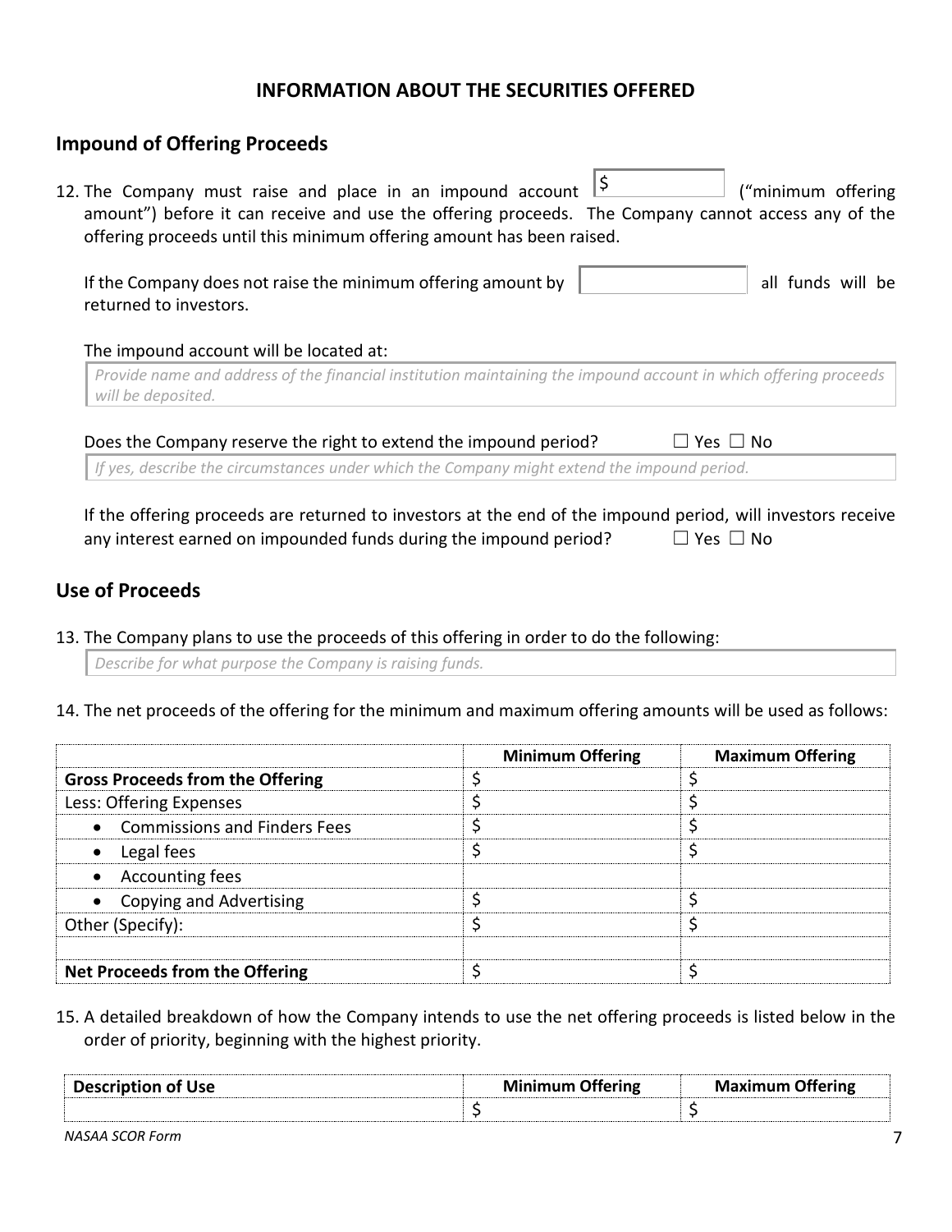## INFORMATION ABOUT THE SECURITIES OFFERED

### Impound of Offering Proceeds

12. The Company must raise and place in an impound account $ ("minimum offering amount") before it can receive and use the offering proceeds. The Company cannot access any of the offering proceeds until this minimum offering amount has been raised.

    If the Company does not raise the minimum offering amount by ______ all funds will be returned to investors.

    The impound account will be located at:

    *Provide name and address of the financial institution maintaining the impound account in which offering proceeds will be deposited.*

    Does the Company reserve the right to extend the impound period? ☐ Yes ☐ No

    *If yes, describe the circumstances under which the Company might extend the impound period.*

    If the offering proceeds are returned to investors at the end of the impound period, will investors receive any interest earned on impounded funds during the impound period? ☐ Yes ☐ No

### Use of Proceeds

13. The Company plans to use the proceeds of this offering in order to do the following:

    *Describe for what purpose the Company is raising funds.*

14. The net proceeds of the offering for the minimum and maximum offering amounts will be used as follows:

| | Minimum Offering | Maximum Offering |
|---|---|---|
| **Gross Proceeds from the Offering** | $ | $ |
| Less: Offering Expenses | $ | $ |
| • Commissions and Finders Fees | $ | $ |
| • Legal fees | $ | $ |
| • Accounting fees | | |
| • Copying and Advertising | $ | $ |
| Other (Specify): | $ | $ |
| | | |
| **Net Proceeds from the Offering** | $ | $ |

15. A detailed breakdown of how the Company intends to use the net offering proceeds is listed below in the order of priority, beginning with the highest priority.

| Description of Use | Minimum Offering | Maximum Offering |
|---|---|---|
| | $ | $ |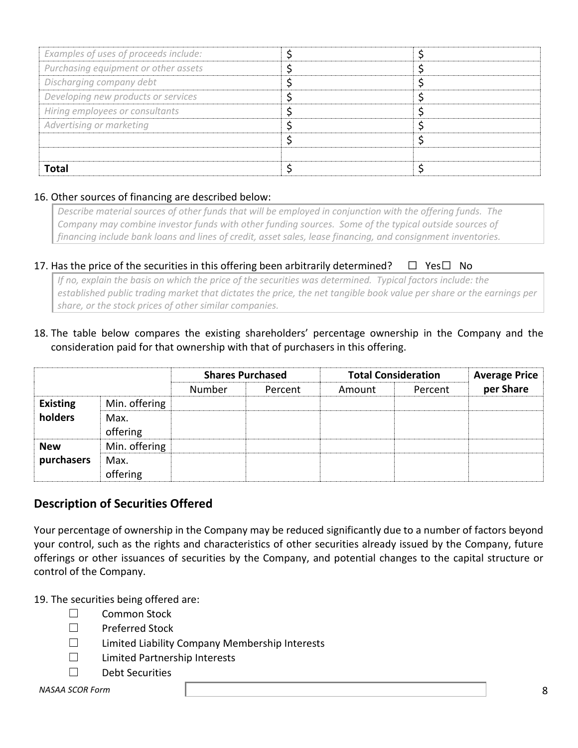| | | |
|---|---|---|
| *Examples of uses of proceeds include:* | $ | $ |
| *Purchasing equipment or other assets* | $ | $ |
| *Discharging company debt* | $ | $ |
| *Developing new products or services* | $ | $ |
| *Hiring employees or consultants* | $ | $ |
| *Advertising or marketing* | $ | $ |
| | $ | $ |
| | | |
| **Total** | $ | $ |

16. Other sources of financing are described below:

*Describe material sources of other funds that will be employed in conjunction with the offering funds. The Company may combine investor funds with other funding sources. Some of the typical outside sources of financing include bank loans and lines of credit, asset sales, lease financing, and consignment inventories.*

17. Has the price of the securities in this offering been arbitrarily determined? ☐ Yes ☐ No

*If no, explain the basis on which the price of the securities was determined. Typical factors include: the established public trading market that dictates the price, the net tangible book value per share or the earnings per share, or the stock prices of other similar companies.*

18. The table below compares the existing shareholders' percentage ownership in the Company and the consideration paid for that ownership with that of purchasers in this offering.

| | | **Shares Purchased** | | **Total Consideration** | | **Average Price per Share** |
|---|---|---|---|---|---|---|
| | | Number | Percent | Amount | Percent | |
| **Existing holders** | Min. offering | | | | | |
| | Max. offering | | | | | |
| **New purchasers** | Min. offering | | | | | |
| | Max. offering | | | | | |

## Description of Securities Offered

Your percentage of ownership in the Company may be reduced significantly due to a number of factors beyond your control, such as the rights and characteristics of other securities already issued by the Company, future offerings or other issuances of securities by the Company, and potential changes to the capital structure or control of the Company.

19. The securities being offered are:

- ☐ Common Stock
- ☐ Preferred Stock
- ☐ Limited Liability Company Membership Interests
- ☐ Limited Partnership Interests
- ☐ Debt Securities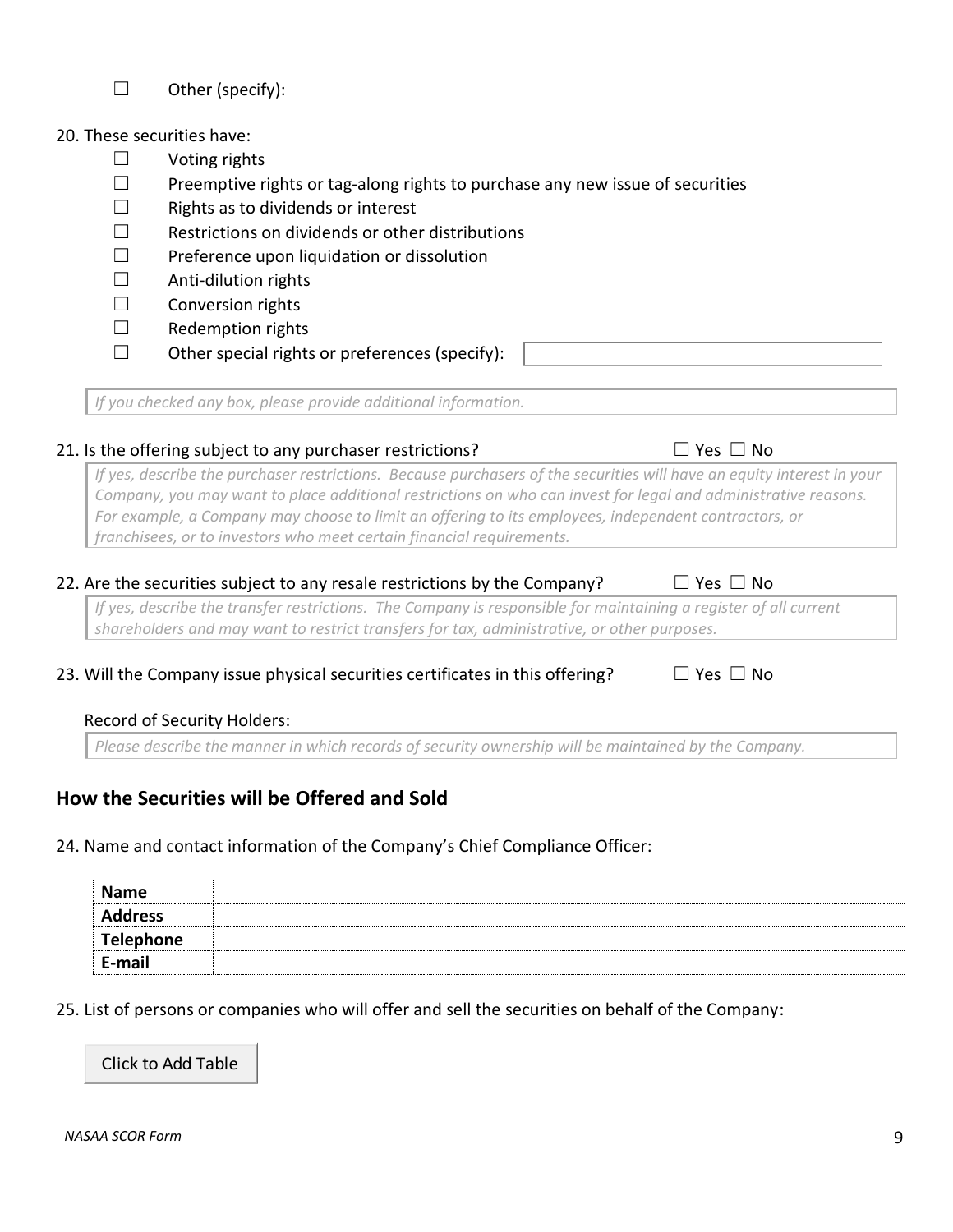☐ Other (specify):

20. These securities have:

☐ Voting rights
☐ Preemptive rights or tag-along rights to purchase any new issue of securities
☐ Rights as to dividends or interest
☐ Restrictions on dividends or other distributions
☐ Preference upon liquidation or dissolution
☐ Anti-dilution rights
☐ Conversion rights
☐ Redemption rights
☐ Other special rights or preferences (specify):

*If you checked any box, please provide additional information.*

21. Is the offering subject to any purchaser restrictions? ☐ Yes ☐ No

*If yes, describe the purchaser restrictions. Because purchasers of the securities will have an equity interest in your Company, you may want to place additional restrictions on who can invest for legal and administrative reasons. For example, a Company may choose to limit an offering to its employees, independent contractors, or franchisees, or to investors who meet certain financial requirements.*

22. Are the securities subject to any resale restrictions by the Company? ☐ Yes ☐ No

*If yes, describe the transfer restrictions. The Company is responsible for maintaining a register of all current shareholders and may want to restrict transfers for tax, administrative, or other purposes.*

23. Will the Company issue physical securities certificates in this offering? ☐ Yes ☐ No

Record of Security Holders:

*Please describe the manner in which records of security ownership will be maintained by the Company.*

## How the Securities will be Offered and Sold

24. Name and contact information of the Company's Chief Compliance Officer:

| | |
|---|---|
| **Name** | |
| **Address** | |
| **Telephone** | |
| **E-mail** | |

25. List of persons or companies who will offer and sell the securities on behalf of the Company:

Click to Add Table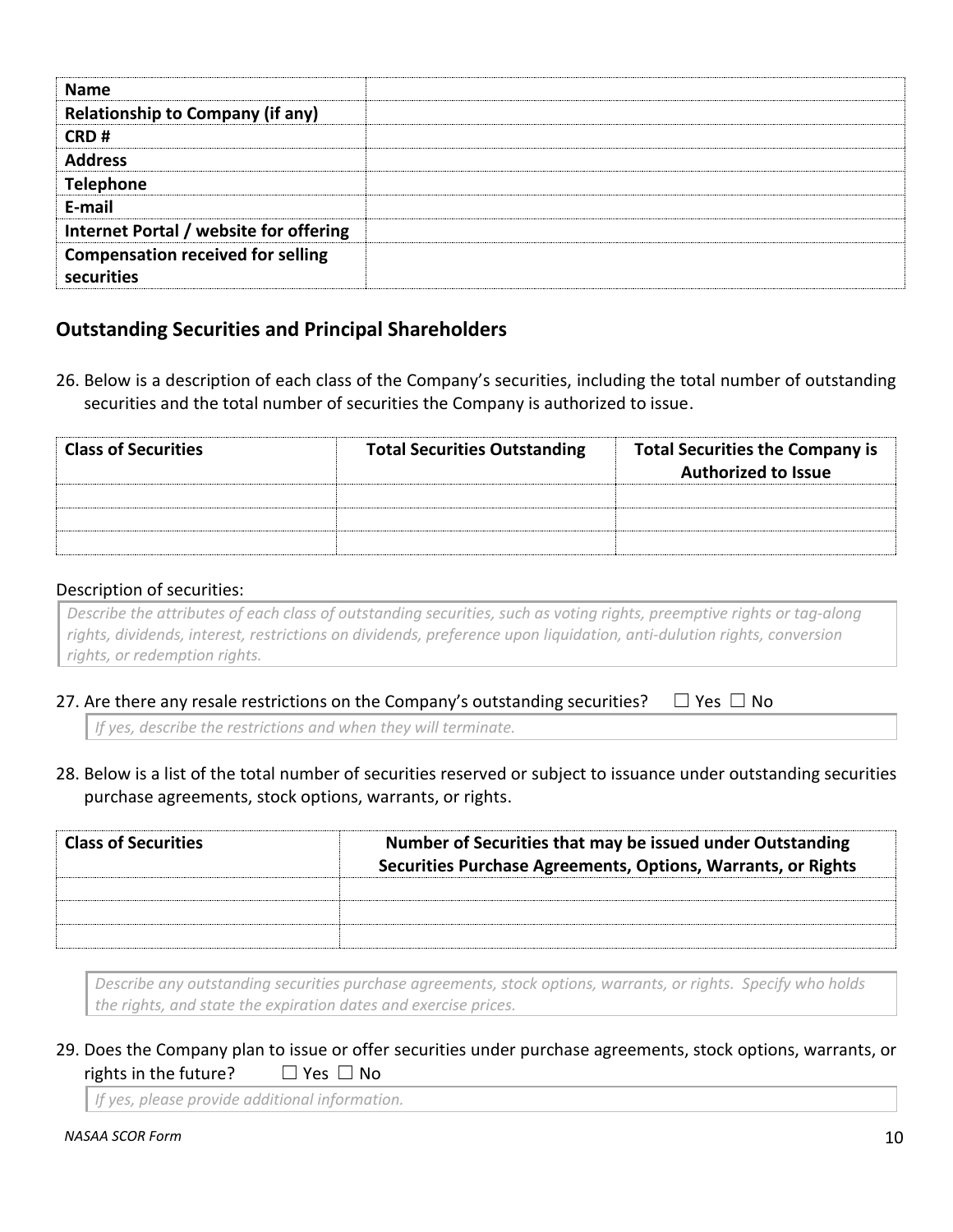| Name | |
|---|---|
| Relationship to Company (if any) | |
| CRD # | |
| Address | |
| Telephone | |
| E-mail | |
| Internet Portal / website for offering | |
| Compensation received for selling securities | |

## Outstanding Securities and Principal Shareholders

26. Below is a description of each class of the Company's securities, including the total number of outstanding securities and the total number of securities the Company is authorized to issue.

| Class of Securities | Total Securities Outstanding | Total Securities the Company is Authorized to Issue |
|---|---|---|
| | | |
| | | |
| | | |

Description of securities:

*Describe the attributes of each class of outstanding securities, such as voting rights, preemptive rights or tag-along rights, dividends, interest, restrictions on dividends, preference upon liquidation, anti-dulution rights, conversion rights, or redemption rights.*

27. Are there any resale restrictions on the Company's outstanding securities? ☐ Yes ☐ No

*If yes, describe the restrictions and when they will terminate.*

28. Below is a list of the total number of securities reserved or subject to issuance under outstanding securities purchase agreements, stock options, warrants, or rights.

| Class of Securities | Number of Securities that may be issued under Outstanding Securities Purchase Agreements, Options, Warrants, or Rights |
|---|---|
| | |
| | |
| | |

*Describe any outstanding securities purchase agreements, stock options, warrants, or rights. Specify who holds the rights, and state the expiration dates and exercise prices.*

29. Does the Company plan to issue or offer securities under purchase agreements, stock options, warrants, or rights in the future? ☐ Yes ☐ No

*If yes, please provide additional information.*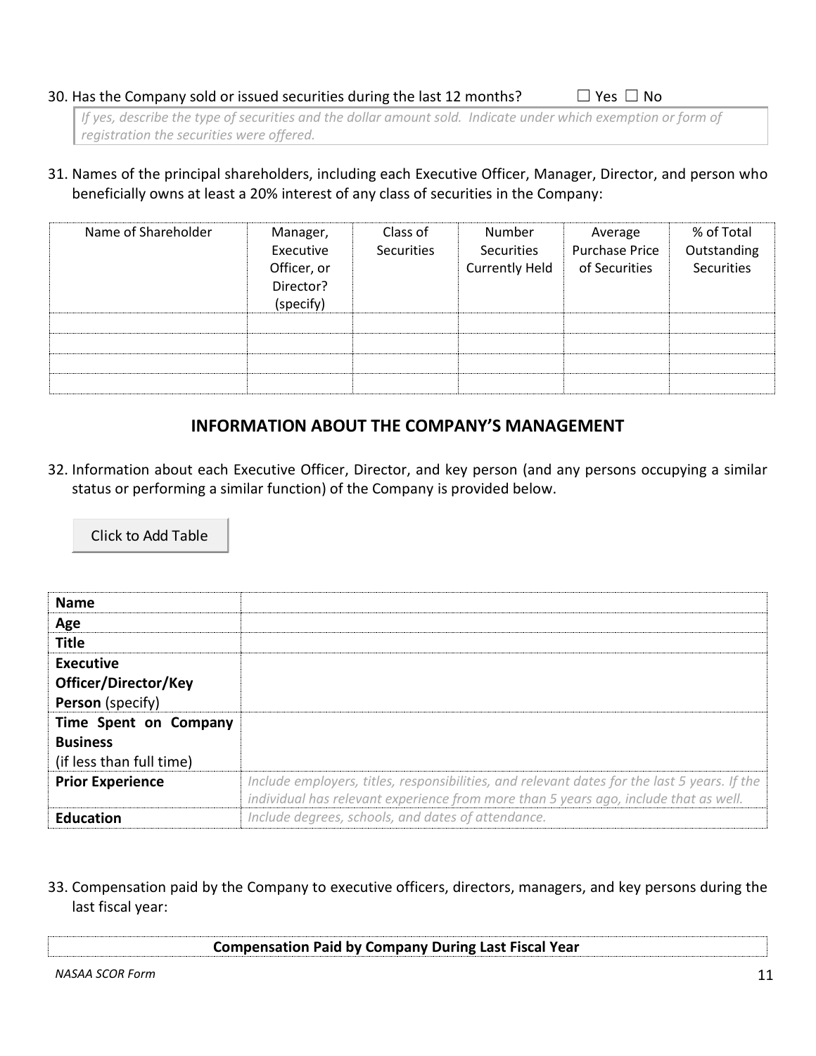30. Has the Company sold or issued securities during the last 12 months? ☐ Yes ☐ No

*If yes, describe the type of securities and the dollar amount sold. Indicate under which exemption or form of registration the securities were offered.*

31. Names of the principal shareholders, including each Executive Officer, Manager, Director, and person who beneficially owns at least a 20% interest of any class of securities in the Company:

| Name of Shareholder | Manager, Executive Officer, or Director? (specify) | Class of Securities | Number Securities Currently Held | Average Purchase Price of Securities | % of Total Outstanding Securities |
|---|---|---|---|---|---|
| | | | | | |
| | | | | | |
| | | | | | |
| | | | | | |

## INFORMATION ABOUT THE COMPANY'S MANAGEMENT

32. Information about each Executive Officer, Director, and key person (and any persons occupying a similar status or performing a similar function) of the Company is provided below.

Click to Add Table

| **Name** | |
|---|---|
| **Age** | |
| **Title** | |
| **Executive Officer/Director/Key Person** (specify) | |
| **Time Spent on Company Business** (if less than full time) | |
| **Prior Experience** | *Include employers, titles, responsibilities, and relevant dates for the last 5 years. If the individual has relevant experience from more than 5 years ago, include that as well.* |
| **Education** | *Include degrees, schools, and dates of attendance.* |

33. Compensation paid by the Company to executive officers, directors, managers, and key persons during the last fiscal year:

| **Compensation Paid by Company During Last Fiscal Year** |
|---|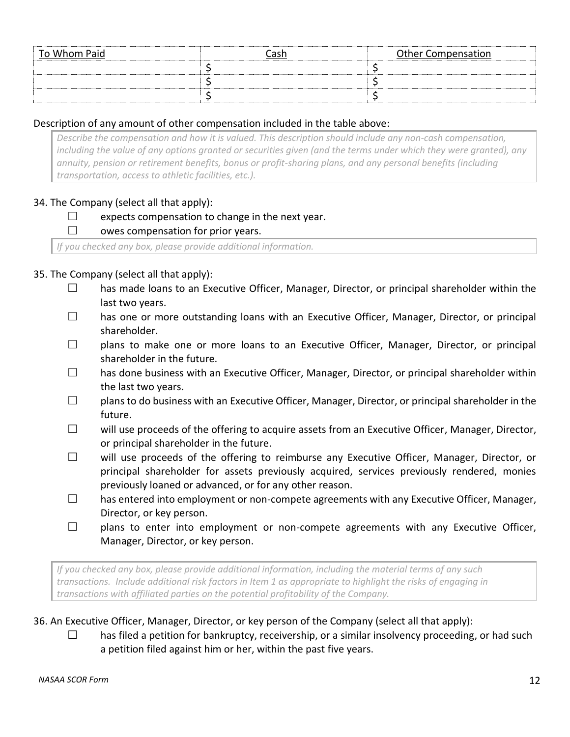| To Whom Paid | Cash | Other Compensation |
| --- | --- | --- |
| | $ | $ |
| | $ | $ |
| | $ | $ |

Description of any amount of other compensation included in the table above:

> *Describe the compensation and how it is valued. This description should include any non-cash compensation, including the value of any options granted or securities given (and the terms under which they were granted), any annuity, pension or retirement benefits, bonus or profit-sharing plans, and any personal benefits (including transportation, access to athletic facilities, etc.).*

34. The Company (select all that apply):

- ☐ expects compensation to change in the next year.
- ☐ owes compensation for prior years.

> *If you checked any box, please provide additional information.*

35. The Company (select all that apply):

- ☐ has made loans to an Executive Officer, Manager, Director, or principal shareholder within the last two years.
- ☐ has one or more outstanding loans with an Executive Officer, Manager, Director, or principal shareholder.
- ☐ plans to make one or more loans to an Executive Officer, Manager, Director, or principal shareholder in the future.
- ☐ has done business with an Executive Officer, Manager, Director, or principal shareholder within the last two years.
- ☐ plans to do business with an Executive Officer, Manager, Director, or principal shareholder in the future.
- ☐ will use proceeds of the offering to acquire assets from an Executive Officer, Manager, Director, or principal shareholder in the future.
- ☐ will use proceeds of the offering to reimburse any Executive Officer, Manager, Director, or principal shareholder for assets previously acquired, services previously rendered, monies previously loaned or advanced, or for any other reason.
- ☐ has entered into employment or non-compete agreements with any Executive Officer, Manager, Director, or key person.
- ☐ plans to enter into employment or non-compete agreements with any Executive Officer, Manager, Director, or key person.

> *If you checked any box, please provide additional information, including the material terms of any such transactions. Include additional risk factors in Item 1 as appropriate to highlight the risks of engaging in transactions with affiliated parties on the potential profitability of the Company.*

36. An Executive Officer, Manager, Director, or key person of the Company (select all that apply):

- ☐ has filed a petition for bankruptcy, receivership, or a similar insolvency proceeding, or had such a petition filed against him or her, within the past five years.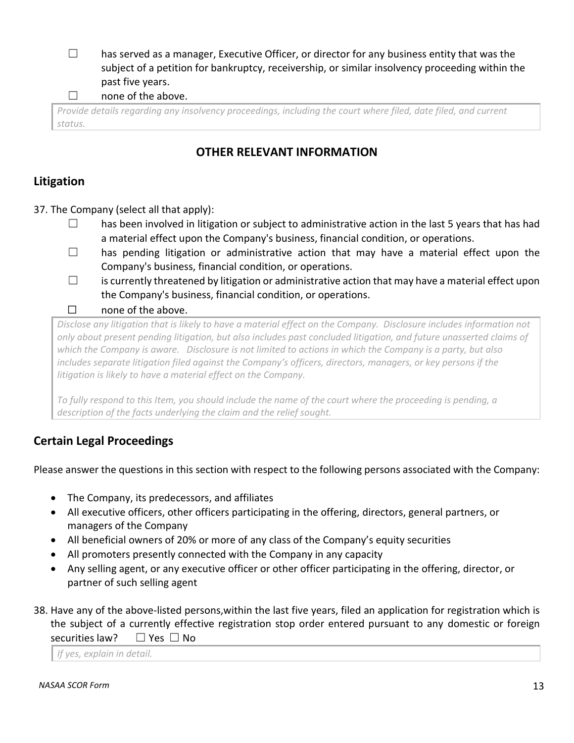☐ has served as a manager, Executive Officer, or director for any business entity that was the subject of a petition for bankruptcy, receivership, or similar insolvency proceeding within the past five years.

☐ none of the above.

*Provide details regarding any insolvency proceedings, including the court where filed, date filed, and current status.*

## OTHER RELEVANT INFORMATION

### Litigation

37. The Company (select all that apply):

☐ has been involved in litigation or subject to administrative action in the last 5 years that has had a material effect upon the Company's business, financial condition, or operations.

☐ has pending litigation or administrative action that may have a material effect upon the Company's business, financial condition, or operations.

☐ is currently threatened by litigation or administrative action that may have a material effect upon the Company's business, financial condition, or operations.

☐ none of the above.

*Disclose any litigation that is likely to have a material effect on the Company. Disclosure includes information not only about present pending litigation, but also includes past concluded litigation, and future unasserted claims of which the Company is aware. Disclosure is not limited to actions in which the Company is a party, but also includes separate litigation filed against the Company's officers, directors, managers, or key persons if the litigation is likely to have a material effect on the Company.*

*To fully respond to this Item, you should include the name of the court where the proceeding is pending, a description of the facts underlying the claim and the relief sought.*

### Certain Legal Proceedings

Please answer the questions in this section with respect to the following persons associated with the Company:

- The Company, its predecessors, and affiliates
- All executive officers, other officers participating in the offering, directors, general partners, or managers of the Company
- All beneficial owners of 20% or more of any class of the Company's equity securities
- All promoters presently connected with the Company in any capacity
- Any selling agent, or any executive officer or other officer participating in the offering, director, or partner of such selling agent

38. Have any of the above-listed persons,within the last five years, filed an application for registration which is the subject of a currently effective registration stop order entered pursuant to any domestic or foreign securities law? ☐ Yes ☐ No

*If yes, explain in detail.*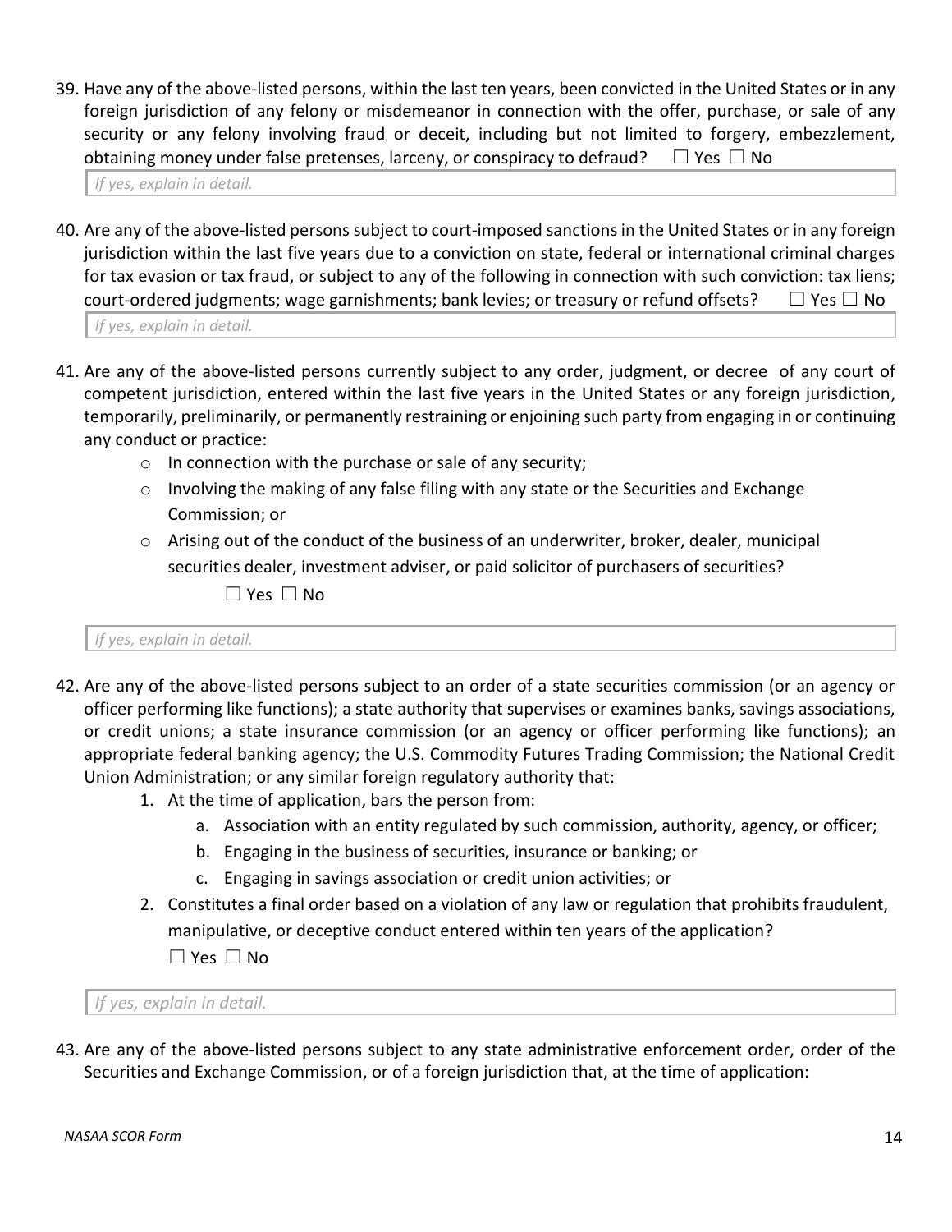39. Have any of the above-listed persons, within the last ten years, been convicted in the United States or in any foreign jurisdiction of any felony or misdemeanor in connection with the offer, purchase, or sale of any security or any felony involving fraud or deceit, including but not limited to forgery, embezzlement, obtaining money under false pretenses, larceny, or conspiracy to defraud? ☐ Yes ☐ No

*If yes, explain in detail.*

40. Are any of the above-listed persons subject to court-imposed sanctions in the United States or in any foreign jurisdiction within the last five years due to a conviction on state, federal or international criminal charges for tax evasion or tax fraud, or subject to any of the following in connection with such conviction: tax liens; court-ordered judgments; wage garnishments; bank levies; or treasury or refund offsets? ☐ Yes ☐ No

*If yes, explain in detail.*

41. Are any of the above-listed persons currently subject to any order, judgment, or decree of any court of competent jurisdiction, entered within the last five years in the United States or any foreign jurisdiction, temporarily, preliminarily, or permanently restraining or enjoining such party from engaging in or continuing any conduct or practice:
    - In connection with the purchase or sale of any security;
    - Involving the making of any false filing with any state or the Securities and Exchange Commission; or
    - Arising out of the conduct of the business of an underwriter, broker, dealer, municipal securities dealer, investment adviser, or paid solicitor of purchasers of securities?

    ☐ Yes ☐ No

*If yes, explain in detail.*

42. Are any of the above-listed persons subject to an order of a state securities commission (or an agency or officer performing like functions); a state authority that supervises or examines banks, savings associations, or credit unions; a state insurance commission (or an agency or officer performing like functions); an appropriate federal banking agency; the U.S. Commodity Futures Trading Commission; the National Credit Union Administration; or any similar foreign regulatory authority that:
    1. At the time of application, bars the person from:
        a. Association with an entity regulated by such commission, authority, agency, or officer;
        b. Engaging in the business of securities, insurance or banking; or
        c. Engaging in savings association or credit union activities; or
    2. Constitutes a final order based on a violation of any law or regulation that prohibits fraudulent, manipulative, or deceptive conduct entered within ten years of the application?

    ☐ Yes ☐ No

*If yes, explain in detail.*

43. Are any of the above-listed persons subject to any state administrative enforcement order, order of the Securities and Exchange Commission, or of a foreign jurisdiction that, at the time of application: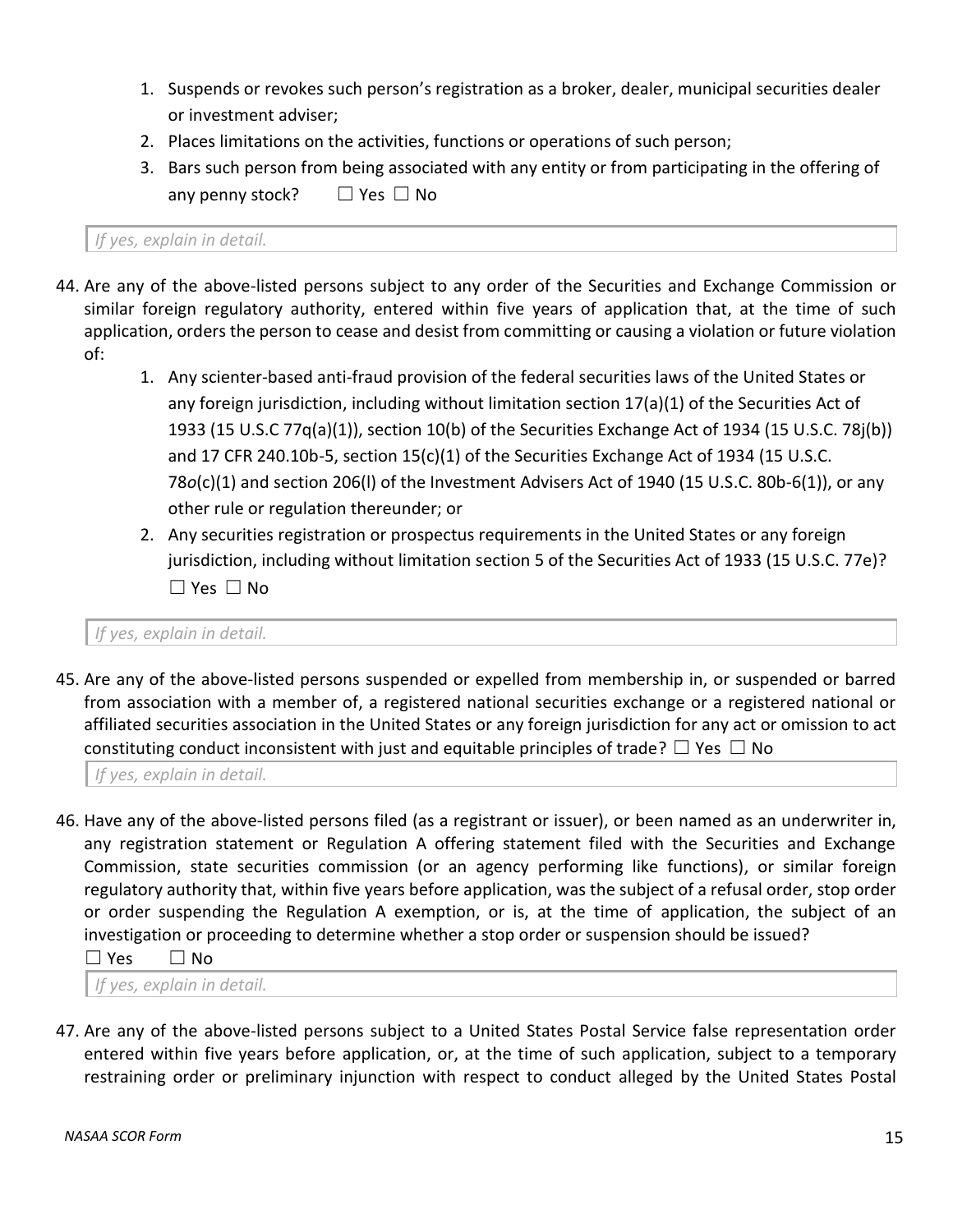1. Suspends or revokes such person's registration as a broker, dealer, municipal securities dealer or investment adviser;
2. Places limitations on the activities, functions or operations of such person;
3. Bars such person from being associated with any entity or from participating in the offering of any penny stock? ☐ Yes ☐ No

*If yes, explain in detail.*

44. Are any of the above-listed persons subject to any order of the Securities and Exchange Commission or similar foreign regulatory authority, entered within five years of application that, at the time of such application, orders the person to cease and desist from committing or causing a violation or future violation of:
    1. Any scienter-based anti-fraud provision of the federal securities laws of the United States or any foreign jurisdiction, including without limitation section 17(a)(1) of the Securities Act of 1933 (15 U.S.C 77q(a)(1)), section 10(b) of the Securities Exchange Act of 1934 (15 U.S.C. 78j(b)) and 17 CFR 240.10b-5, section 15(c)(1) of the Securities Exchange Act of 1934 (15 U.S.C. 78*o*(c)(1) and section 206(l) of the Investment Advisers Act of 1940 (15 U.S.C. 80b-6(1)), or any other rule or regulation thereunder; or
    2. Any securities registration or prospectus requirements in the United States or any foreign jurisdiction, including without limitation section 5 of the Securities Act of 1933 (15 U.S.C. 77e)? ☐ Yes ☐ No

*If yes, explain in detail.*

45. Are any of the above-listed persons suspended or expelled from membership in, or suspended or barred from association with a member of, a registered national securities exchange or a registered national or affiliated securities association in the United States or any foreign jurisdiction for any act or omission to act constituting conduct inconsistent with just and equitable principles of trade? ☐ Yes ☐ No

*If yes, explain in detail.*

46. Have any of the above-listed persons filed (as a registrant or issuer), or been named as an underwriter in, any registration statement or Regulation A offering statement filed with the Securities and Exchange Commission, state securities commission (or an agency performing like functions), or similar foreign regulatory authority that, within five years before application, was the subject of a refusal order, stop order or order suspending the Regulation A exemption, or is, at the time of application, the subject of an investigation or proceeding to determine whether a stop order or suspension should be issued? ☐ Yes ☐ No

*If yes, explain in detail.*

47. Are any of the above-listed persons subject to a United States Postal Service false representation order entered within five years before application, or, at the time of such application, subject to a temporary restraining order or preliminary injunction with respect to conduct alleged by the United States Postal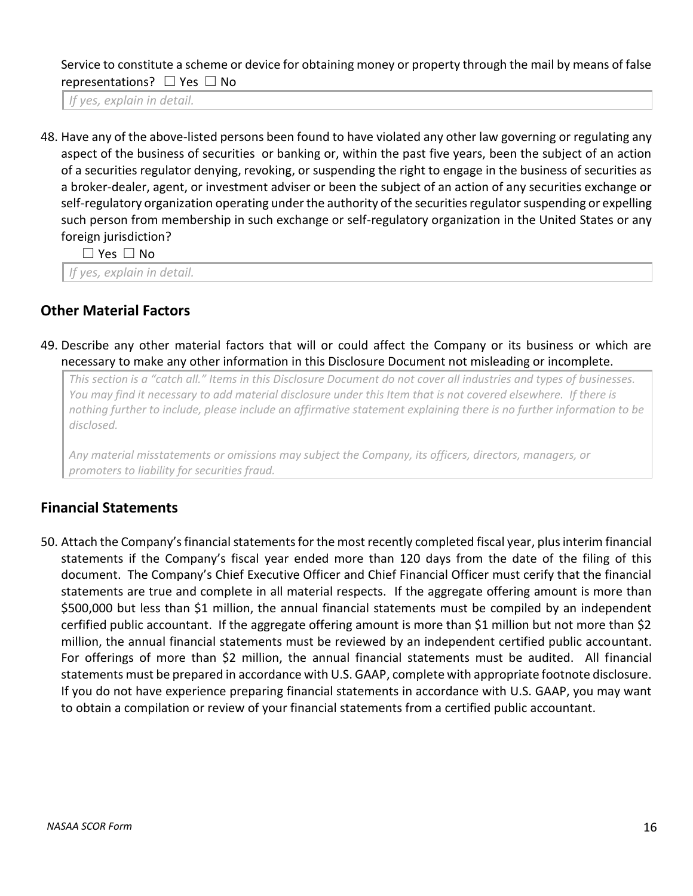Service to constitute a scheme or device for obtaining money or property through the mail by means of false representations? ☐ Yes ☐ No

*If yes, explain in detail.*

48. Have any of the above-listed persons been found to have violated any other law governing or regulating any aspect of the business of securities or banking or, within the past five years, been the subject of an action of a securities regulator denying, revoking, or suspending the right to engage in the business of securities as a broker-dealer, agent, or investment adviser or been the subject of an action of any securities exchange or self-regulatory organization operating under the authority of the securities regulator suspending or expelling such person from membership in such exchange or self-regulatory organization in the United States or any foreign jurisdiction?

   ☐ Yes ☐ No

   *If yes, explain in detail.*

## Other Material Factors

49. Describe any other material factors that will or could affect the Company or its business or which are necessary to make any other information in this Disclosure Document not misleading or incomplete.

   *This section is a "catch all." Items in this Disclosure Document do not cover all industries and types of businesses. You may find it necessary to add material disclosure under this Item that is not covered elsewhere. If there is nothing further to include, please include an affirmative statement explaining there is no further information to be disclosed.*

   *Any material misstatements or omissions may subject the Company, its officers, directors, managers, or promoters to liability for securities fraud.*

## Financial Statements

50. Attach the Company's financial statements for the most recently completed fiscal year, plus interim financial statements if the Company's fiscal year ended more than 120 days from the date of the filing of this document. The Company's Chief Executive Officer and Chief Financial Officer must cerify that the financial statements are true and complete in all material respects. If the aggregate offering amount is more than $500,000 but less than $1 million, the annual financial statements must be compiled by an independent cerfified public accountant. If the aggregate offering amount is more than $1 million but not more than $2 million, the annual financial statements must be reviewed by an independent certified public accountant. For offerings of more than $2 million, the annual financial statements must be audited. All financial statements must be prepared in accordance with U.S. GAAP, complete with appropriate footnote disclosure. If you do not have experience preparing financial statements in accordance with U.S. GAAP, you may want to obtain a compilation or review of your financial statements from a certified public accountant.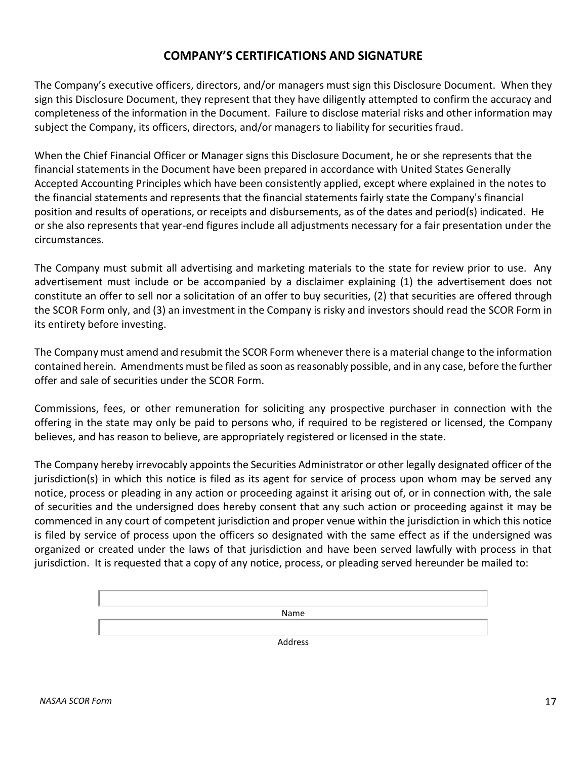## COMPANY'S CERTIFICATIONS AND SIGNATURE

The Company's executive officers, directors, and/or managers must sign this Disclosure Document. When they sign this Disclosure Document, they represent that they have diligently attempted to confirm the accuracy and completeness of the information in the Document. Failure to disclose material risks and other information may subject the Company, its officers, directors, and/or managers to liability for securities fraud.

When the Chief Financial Officer or Manager signs this Disclosure Document, he or she represents that the financial statements in the Document have been prepared in accordance with United States Generally Accepted Accounting Principles which have been consistently applied, except where explained in the notes to the financial statements and represents that the financial statements fairly state the Company's financial position and results of operations, or receipts and disbursements, as of the dates and period(s) indicated. He or she also represents that year-end figures include all adjustments necessary for a fair presentation under the circumstances.

The Company must submit all advertising and marketing materials to the state for review prior to use. Any advertisement must include or be accompanied by a disclaimer explaining (1) the advertisement does not constitute an offer to sell nor a solicitation of an offer to buy securities, (2) that securities are offered through the SCOR Form only, and (3) an investment in the Company is risky and investors should read the SCOR Form in its entirety before investing.

The Company must amend and resubmit the SCOR Form whenever there is a material change to the information contained herein. Amendments must be filed as soon as reasonably possible, and in any case, before the further offer and sale of securities under the SCOR Form.

Commissions, fees, or other remuneration for soliciting any prospective purchaser in connection with the offering in the state may only be paid to persons who, if required to be registered or licensed, the Company believes, and has reason to believe, are appropriately registered or licensed in the state.

The Company hereby irrevocably appoints the Securities Administrator or other legally designated officer of the jurisdiction(s) in which this notice is filed as its agent for service of process upon whom may be served any notice, process or pleading in any action or proceeding against it arising out of, or in connection with, the sale of securities and the undersigned does hereby consent that any such action or proceeding against it may be commenced in any court of competent jurisdiction and proper venue within the jurisdiction in which this notice is filed by service of process upon the officers so designated with the same effect as if the undersigned was organized or created under the laws of that jurisdiction and have been served lawfully with process in that jurisdiction. It is requested that a copy of any notice, process, or pleading served hereunder be mailed to:

Name

Address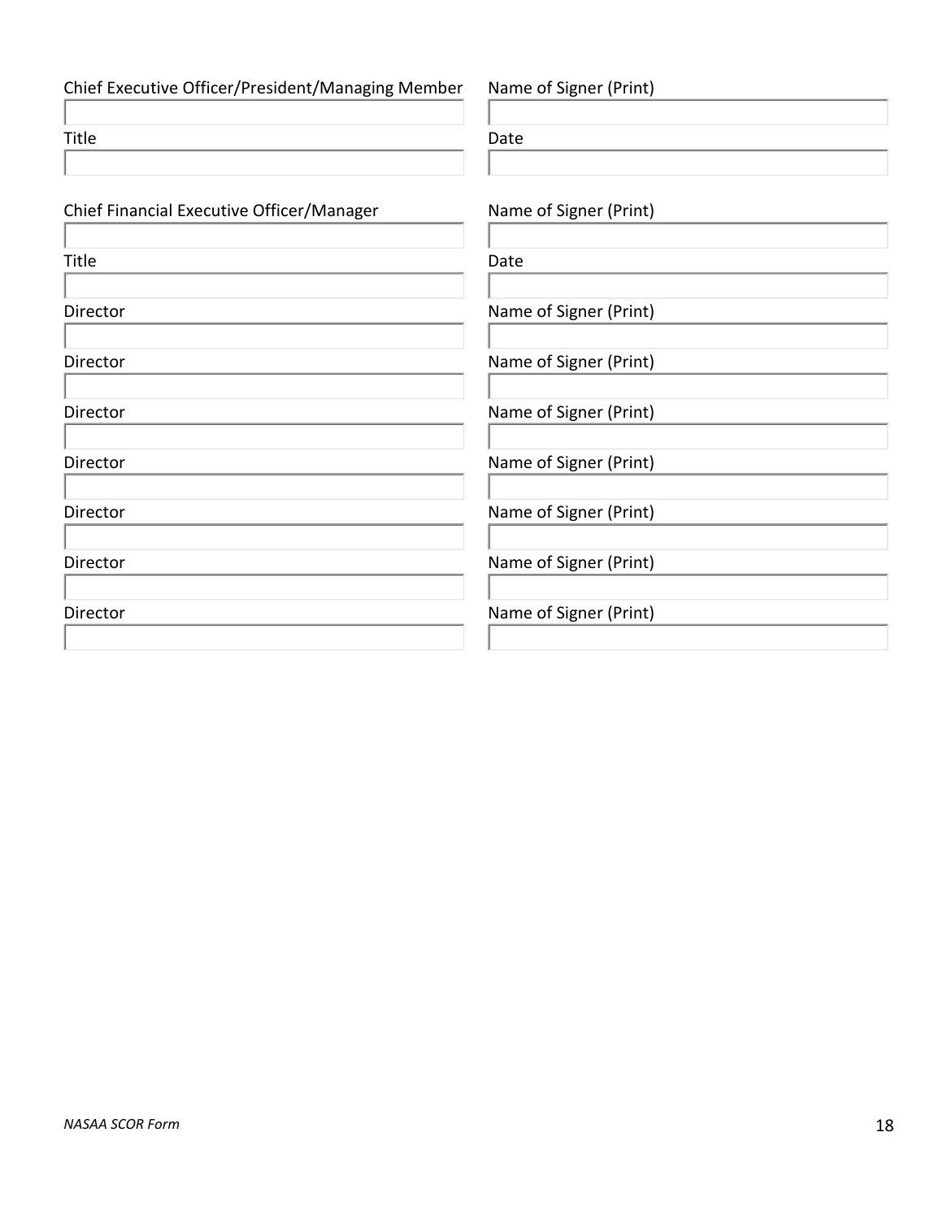| Chief Executive Officer/President/Managing Member | Name of Signer (Print) |
| --- | --- |
| | |
| Title | Date |
| | |

| Chief Financial Executive Officer/Manager | Name of Signer (Print) |
| --- | --- |
| | |
| Title | Date |
| | |
| Director | Name of Signer (Print) |
| | |
| Director | Name of Signer (Print) |
| | |
| Director | Name of Signer (Print) |
| | |
| Director | Name of Signer (Print) |
| | |
| Director | Name of Signer (Print) |
| | |
| Director | Name of Signer (Print) |
| | |
| Director | Name of Signer (Print) |
| | |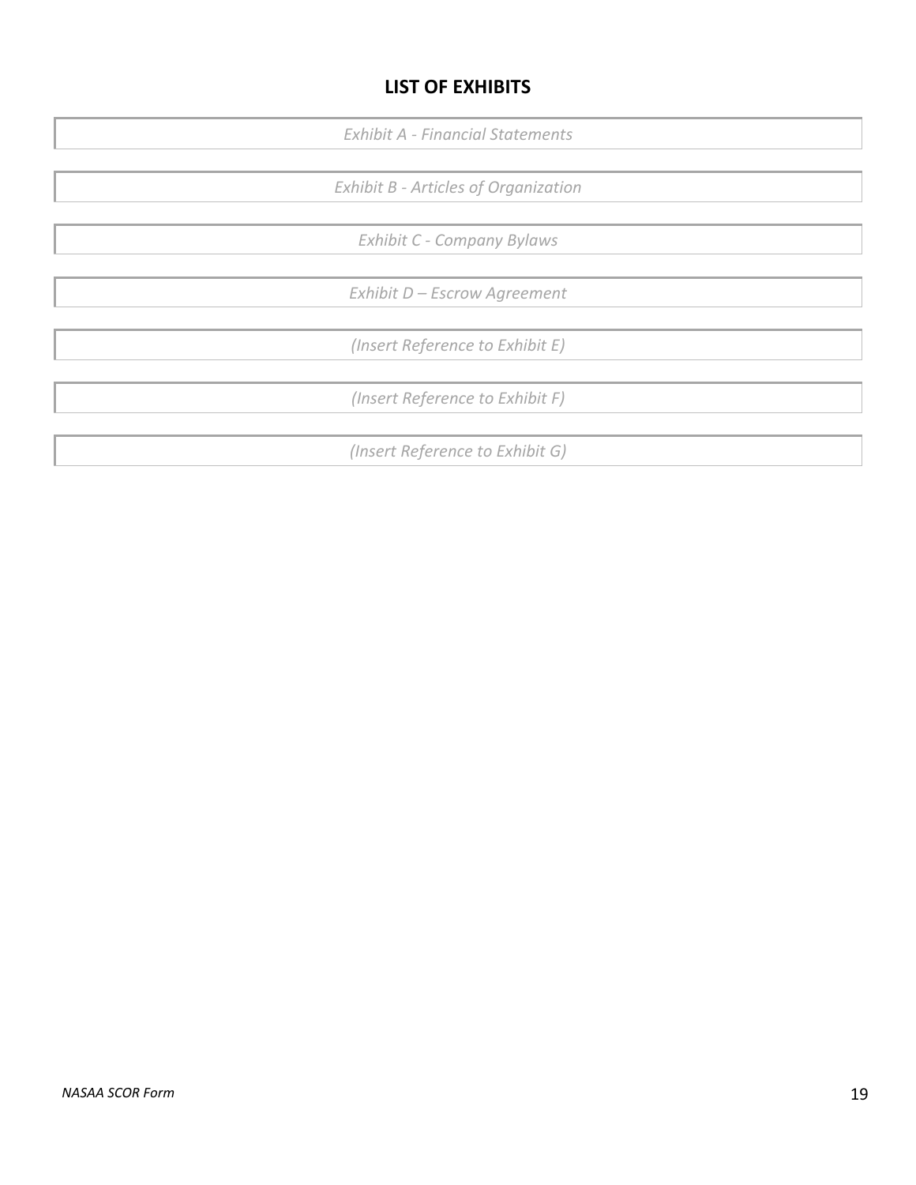## LIST OF EXHIBITS

*Exhibit A - Financial Statements*

*Exhibit B - Articles of Organization*

*Exhibit C - Company Bylaws*

*Exhibit D – Escrow Agreement*

*(Insert Reference to Exhibit E)*

*(Insert Reference to Exhibit F)*

*(Insert Reference to Exhibit G)*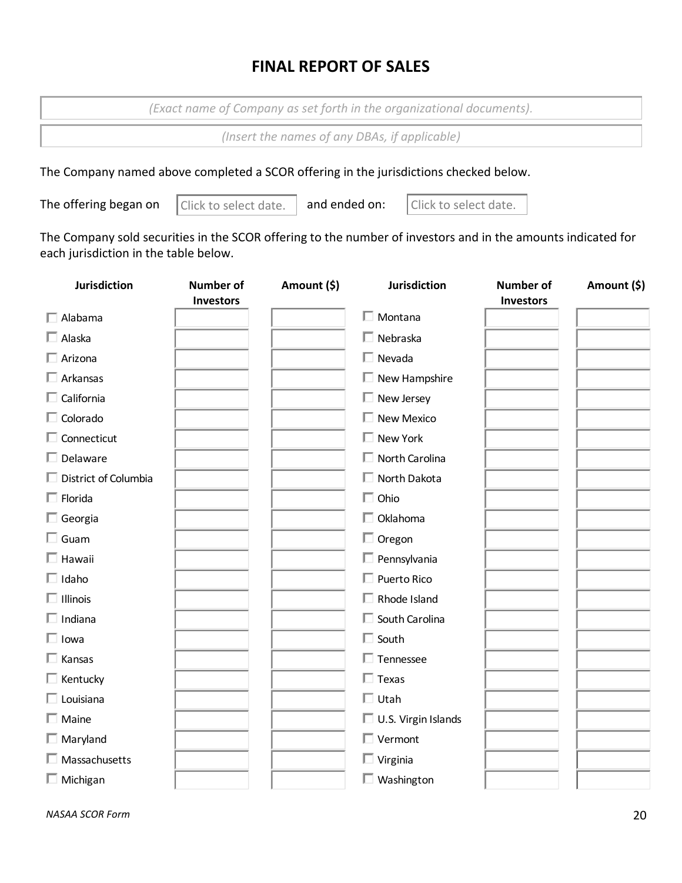# FINAL REPORT OF SALES

*(Exact name of Company as set forth in the organizational documents).*

*(Insert the names of any DBAs, if applicable)*

The Company named above completed a SCOR offering in the jurisdictions checked below.

The offering began on Click to select date. and ended on: Click to select date.

The Company sold securities in the SCOR offering to the number of investors and in the amounts indicated for each jurisdiction in the table below.

| Jurisdiction | Number of Investors | Amount ($) | Jurisdiction | Number of Investors | Amount ($) |
|---|---|---|---|---|---|
| ☐ Alabama | | | ☐ Montana | | |
| ☐ Alaska | | | ☐ Nebraska | | |
| ☐ Arizona | | | ☐ Nevada | | |
| ☐ Arkansas | | | ☐ New Hampshire | | |
| ☐ California | | | ☐ New Jersey | | |
| ☐ Colorado | | | ☐ New Mexico | | |
| ☐ Connecticut | | | ☐ New York | | |
| ☐ Delaware | | | ☐ North Carolina | | |
| ☐ District of Columbia | | | ☐ North Dakota | | |
| ☐ Florida | | | ☐ Ohio | | |
| ☐ Georgia | | | ☐ Oklahoma | | |
| ☐ Guam | | | ☐ Oregon | | |
| ☐ Hawaii | | | ☐ Pennsylvania | | |
| ☐ Idaho | | | ☐ Puerto Rico | | |
| ☐ Illinois | | | ☐ Rhode Island | | |
| ☐ Indiana | | | ☐ South Carolina | | |
| ☐ Iowa | | | ☐ South | | |
| ☐ Kansas | | | ☐ Tennessee | | |
| ☐ Kentucky | | | ☐ Texas | | |
| ☐ Louisiana | | | ☐ Utah | | |
| ☐ Maine | | | ☐ U.S. Virgin Islands | | |
| ☐ Maryland | | | ☐ Vermont | | |
| ☐ Massachusetts | | | ☐ Virginia | | |
| ☐ Michigan | | | ☐ Washington | | |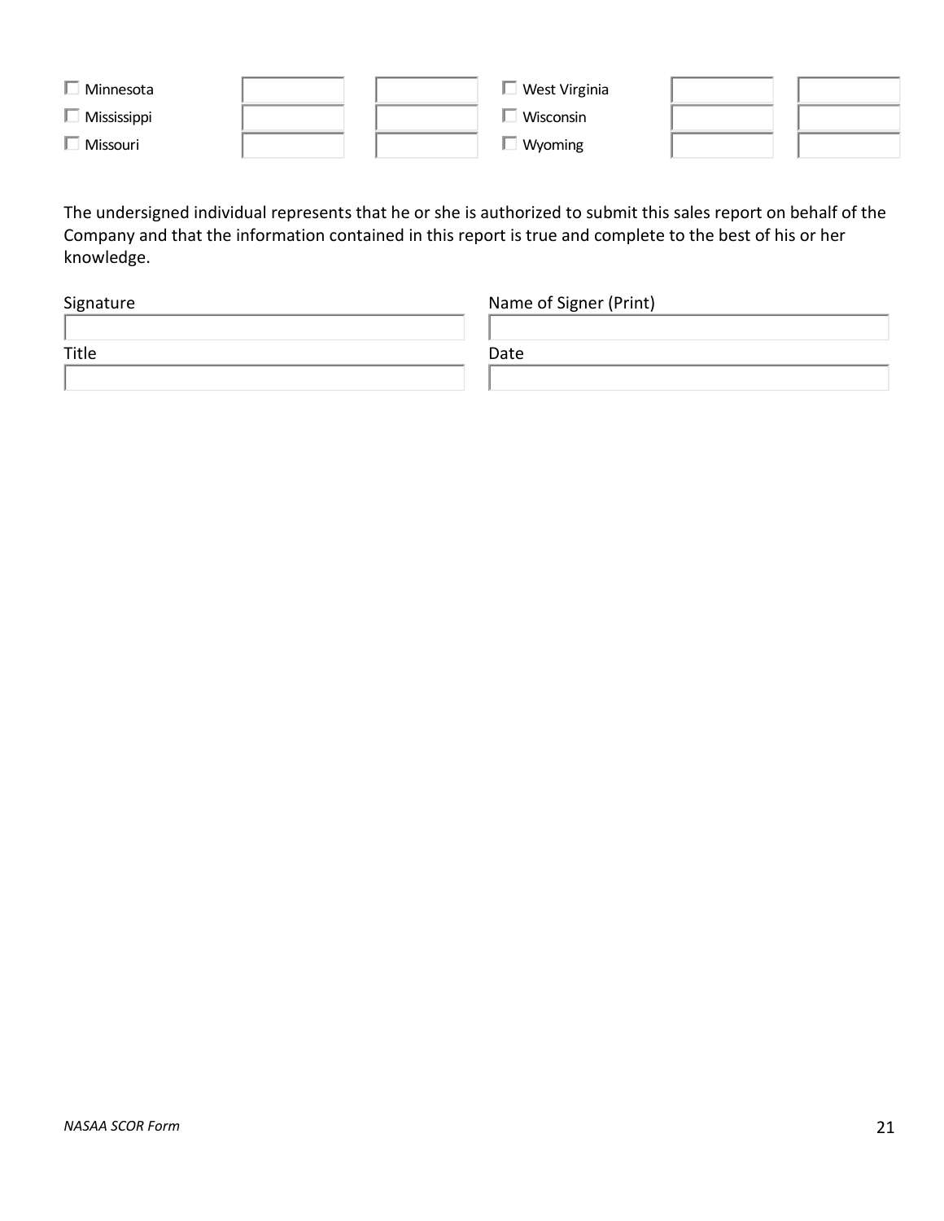| | | | | | |
|---|---|---|---|---|---|
| ☐ Minnesota | | | ☐ West Virginia | | |
| ☐ Mississippi | | | ☐ Wisconsin | | |
| ☐ Missouri | | | ☐ Wyoming | | |

The undersigned individual represents that he or she is authorized to submit this sales report on behalf of the Company and that the information contained in this report is true and complete to the best of his or her knowledge.

| | |
|---|---|
| Signature | Name of Signer (Print) |
| | |
| Title | Date |
| | |